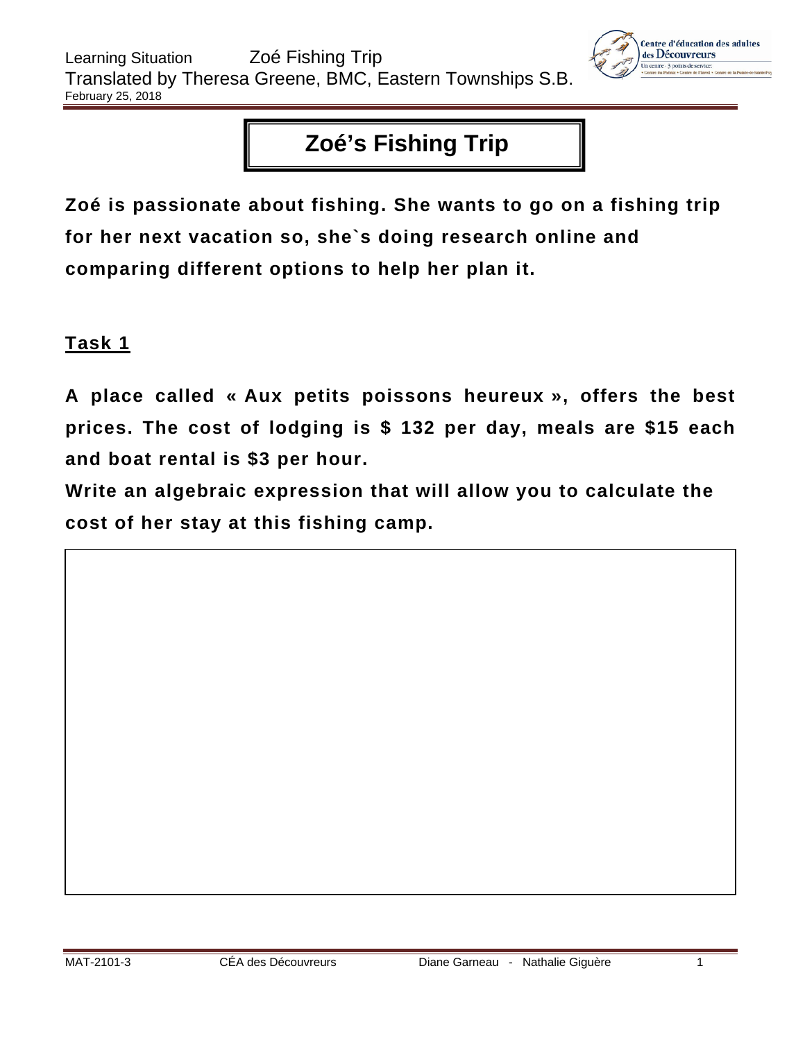# Zoé's Fishing Trip

**Zoé is passionate about fishing. She wants to go on a fishing trip for her next vacation so, she`s doing research online and comparing different options to help her plan it.**

## Task 1

**A place called « Aux petits poissons heureux », offers the best prices. The cost of lodging is $ 132 per day, meals are $15 each and boat rental is $3 per hour.**

**Write an algebraic expression that will allow you to calculate the cost of her stay at this fishing camp.**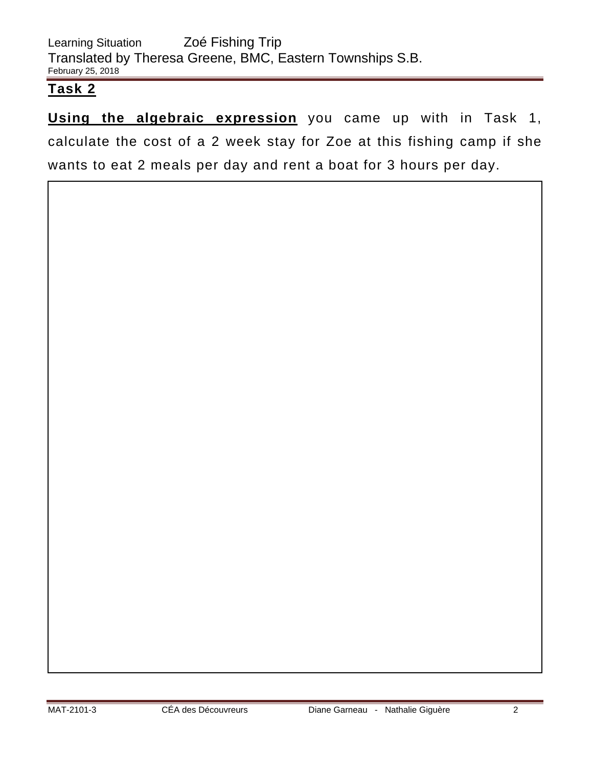## Task 2

**Using the algebraic expression** you came up with in Task 1, calculate the cost of a 2 week stay for Zoe at this fishing camp if she wants to eat 2 meals per day and rent a boat for 3 hours per day.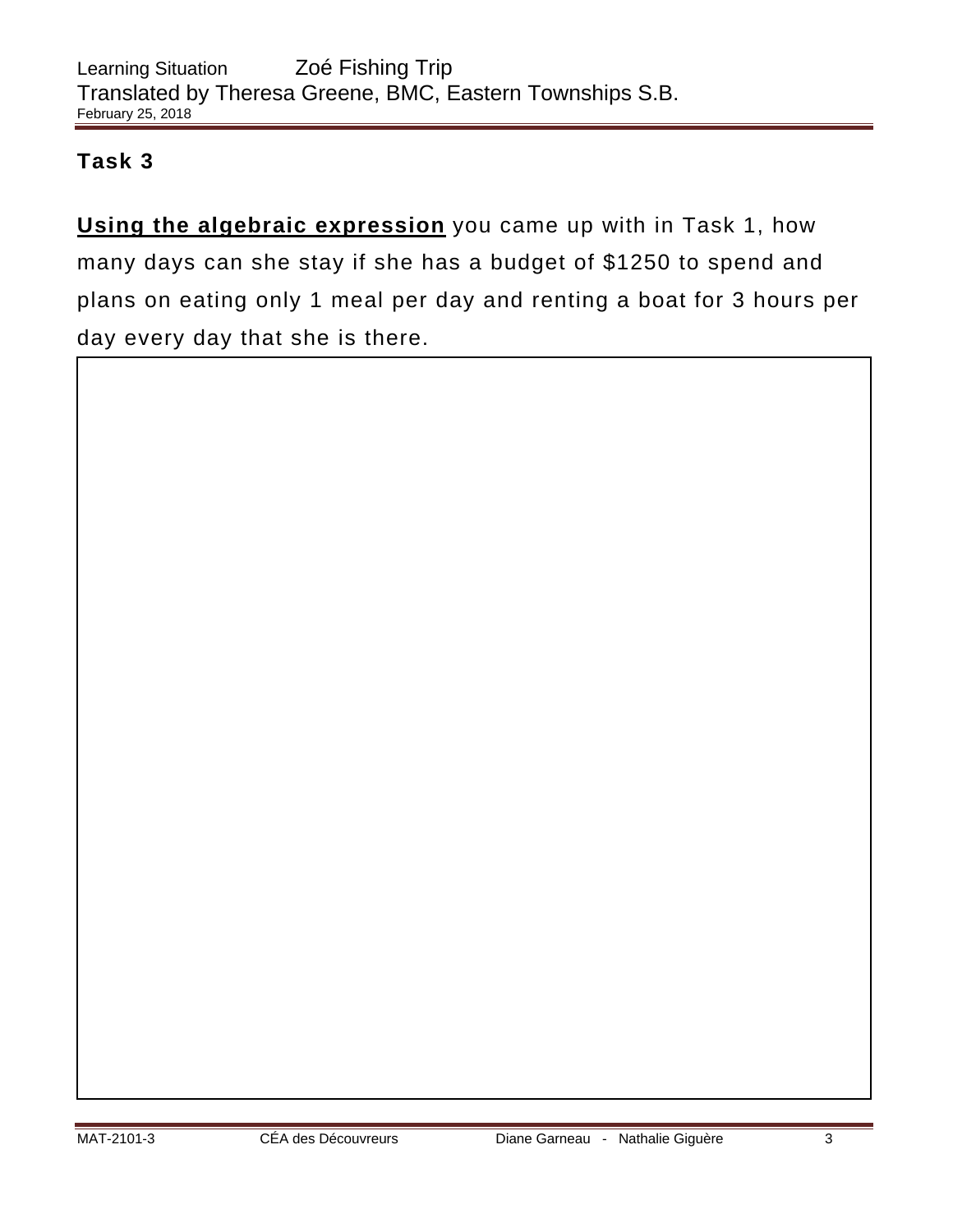## Task 3

<u>**Using the algebraic expression**</u> you came up with in Task 1, how many days can she stay if she has a budget of $1250 to spend and plans on eating only 1 meal per day and renting a boat for 3 hours per day every day that she is there.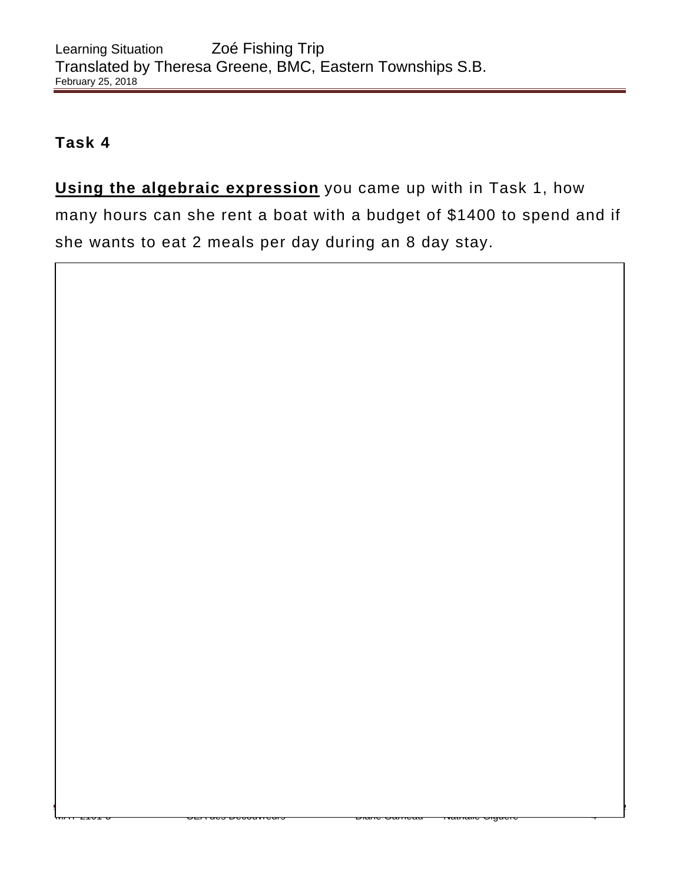**Task 4**

**Using the algebraic expression** you came up with in Task 1, how many hours can she rent a boat with a budget of $1400 to spend and if she wants to eat 2 meals per day during an 8 day stay.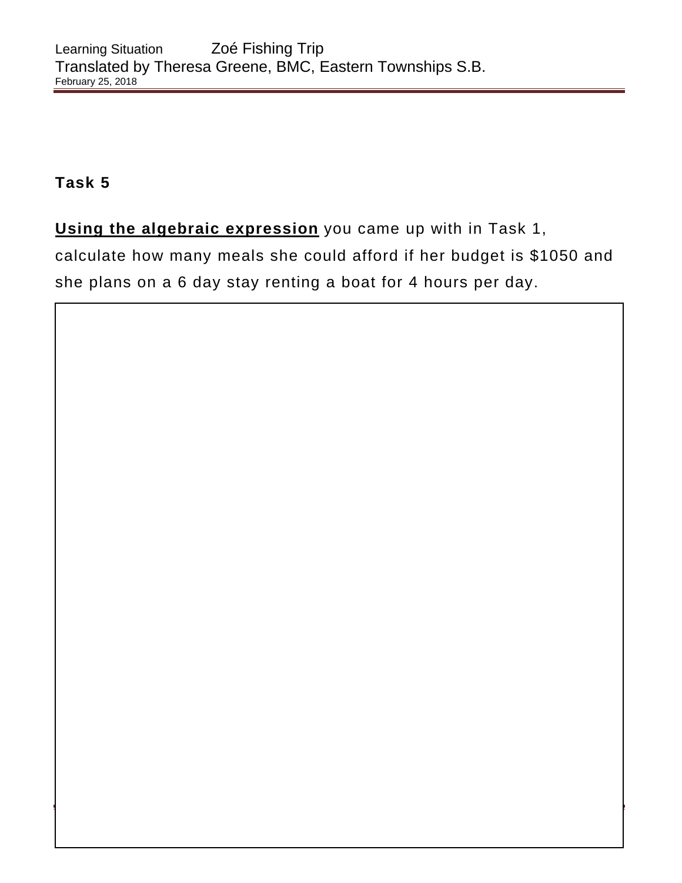## Task 5

**Using the algebraic expression** you came up with in Task 1, calculate how many meals she could afford if her budget is $1050 and she plans on a 6 day stay renting a boat for 4 hours per day.